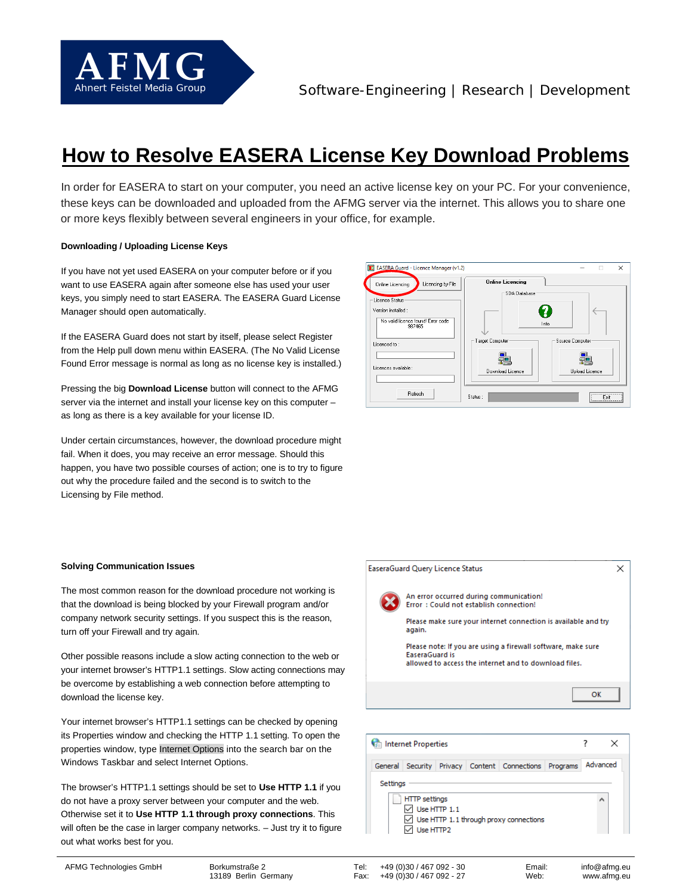# How to Resolve EASERA License Key Download Problems

In order for EASERA to start on your computer, you need an active license key on your PC. For your convenience, these keys can be downloaded and uploaded from the AFMG server via the internet. This allows you to share one or more keys flexibly between several engineers in your office, for example.

### Downloading / Uploading License Keys

If you have not yet used EASERA on your computer before or if you want to use EASERA again after someone else has used your user keys, you simply need to start EASERA. The EASERA Guard License Manager should open automatically.

If the EASERA Guard does not start by itself, please select Register from the Help pull down menu within EASERA. (The No Valid License Found Error message is normal as long as no license key is installed.)

Pressing the big **Download License** button will connect to the AFMG server via the internet and install your license key on this computer – as long as there is a key available for your license ID.

Under certain circumstances, however, the download procedure might fail. When it does, you may receive an error message. Should this happen, you have two possible courses of action; one is to try to figure out why the procedure failed and the second is to switch to the Licensing by File method.

### Solving Communication Issues

The most common reason for the download procedure not working is that the download is being blocked by your Firewall program and/or company network security settings. If you suspect this is the reason, turn off your Firewall and try again.

Other possible reasons include a slow acting connection to the web or your internet browser's HTTP1.1 settings. Slow acting connections may be overcome by establishing a web connection before attempting to download the license key.

Your internet browser's HTTP1.1 settings can be checked by opening its Properties window and checking the HTTP 1.1 setting. To open the properties window, type Internet Options into the search bar on the Windows Taskbar and select Internet Options.

The browser's HTTP1.1 settings should be set to **Use HTTP 1.1** if you do not have a proxy server between your computer and the web. Otherwise set it to **Use HTTP 1.1 through proxy connections**. This will often be the case in larger company networks. – Just try it to figure out what works best for you.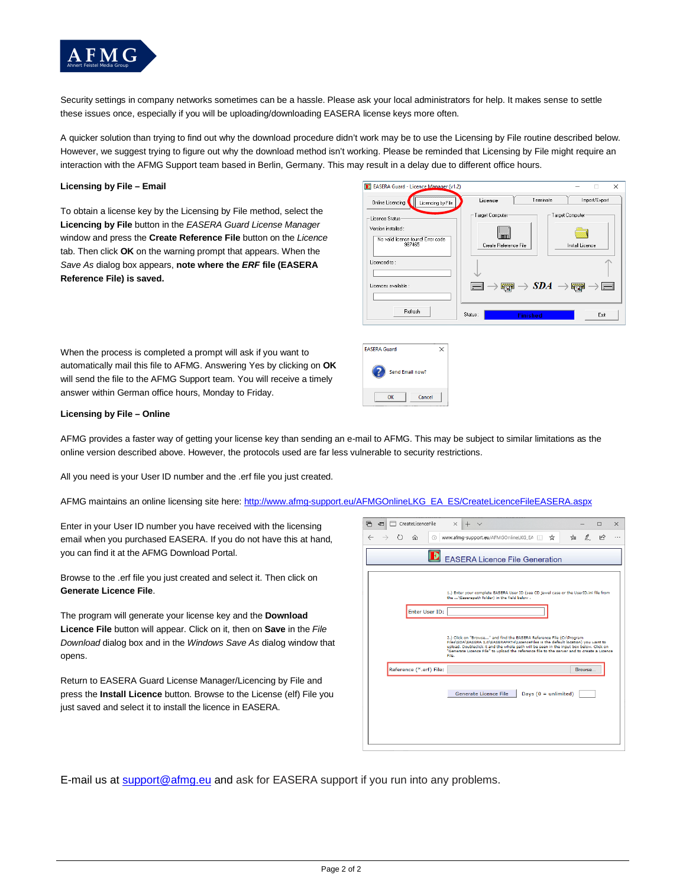Security settings in company networks sometimes can be a hassle. Please ask your local administrators for help. It makes sense to settle these issues once, especially if you will be uploading/downloading EASERA license keys more often.

A quicker solution than trying to find out why the download procedure didn't work may be to use the Licensing by File routine described below. However, we suggest trying to figure out why the download method isn't working. Please be reminded that Licensing by File might require an interaction with the AFMG Support team based in Berlin, Germany. This may result in a delay due to different office hours.

**Licensing by File – Email**

To obtain a license key by the Licensing by File method, select the **Licencing by File** button in the *EASERA Guard License Manager* window and press the **Create Reference File** button on the *Licence* tab. Then click **OK** on the warning prompt that appears. When the *Save As* dialog box appears, **note where the *ERF* file (EASERA Reference File) is saved.**

When the process is completed a prompt will ask if you want to automatically mail this file to AFMG. Answering Yes by clicking on **OK** will send the file to the AFMG Support team. You will receive a timely answer within German office hours, Monday to Friday.

**Licensing by File – Online**

AFMG provides a faster way of getting your license key than sending an e-mail to AFMG. This may be subject to similar limitations as the online version described above. However, the protocols used are far less vulnerable to security restrictions.

All you need is your User ID number and the .erf file you just created.

AFMG maintains an online licensing site here: [http://www.afmg-support.eu/AFMGOnlineLKG_EA_ES/CreateLicenceFileEASERA.aspx](http://www.afmg-support.eu/AFMGOnlineLKG_EA_ES/CreateLicenceFileEASERA.aspx)

Enter in your User ID number you have received with the licensing email when you purchased EASERA. If you do not have this at hand, you can find it at the AFMG Download Portal.

Browse to the .erf file you just created and select it. Then click on **Generate Licence File**.

The program will generate your license key and the **Download Licence File** button will appear. Click on it, then on **Save** in the *File Download* dialog box and in the *Windows Save As* dialog window that opens.

Return to EASERA Guard License Manager/Licencing by File and press the **Install Licence** button. Browse to the License (elf) File you just saved and select it to install the licence in EASERA.

E-mail us at [support@afmg.eu](mailto:support@afmg.eu) and ask for EASERA support if you run into any problems.